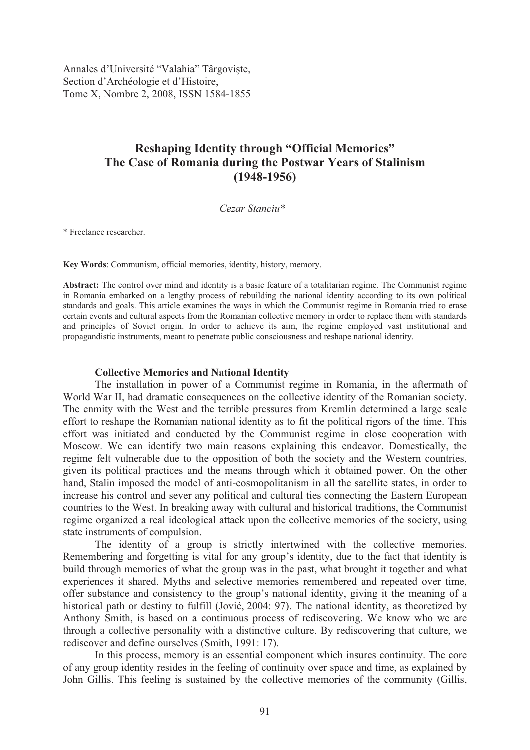Annales d'Université "Valahia" Târgoviște,
Section d'Archéologie et d'Histoire,
Tome X, Nombre 2, 2008, ISSN 1584-1855

# Reshaping Identity through "Official Memories" The Case of Romania during the Postwar Years of Stalinism (1948-1956)

*Cezar Stanciu\**

\* Freelance researcher.

**Key Words**: Communism, official memories, identity, history, memory.

**Abstract:** The control over mind and identity is a basic feature of a totalitarian regime. The Communist regime in Romania embarked on a lengthy process of rebuilding the national identity according to its own political standards and goals. This article examines the ways in which the Communist regime in Romania tried to erase certain events and cultural aspects from the Romanian collective memory in order to replace them with standards and principles of Soviet origin. In order to achieve its aim, the regime employed vast institutional and propagandistic instruments, meant to penetrate public consciousness and reshape national identity.

### Collective Memories and National Identity

The installation in power of a Communist regime in Romania, in the aftermath of World War II, had dramatic consequences on the collective identity of the Romanian society. The enmity with the West and the terrible pressures from Kremlin determined a large scale effort to reshape the Romanian national identity as to fit the political rigors of the time. This effort was initiated and conducted by the Communist regime in close cooperation with Moscow. We can identify two main reasons explaining this endeavor. Domestically, the regime felt vulnerable due to the opposition of both the society and the Western countries, given its political practices and the means through which it obtained power. On the other hand, Stalin imposed the model of anti-cosmopolitanism in all the satellite states, in order to increase his control and sever any political and cultural ties connecting the Eastern European countries to the West. In breaking away with cultural and historical traditions, the Communist regime organized a real ideological attack upon the collective memories of the society, using state instruments of compulsion.

The identity of a group is strictly intertwined with the collective memories. Remembering and forgetting is vital for any group's identity, due to the fact that identity is build through memories of what the group was in the past, what brought it together and what experiences it shared. Myths and selective memories remembered and repeated over time, offer substance and consistency to the group's national identity, giving it the meaning of a historical path or destiny to fulfill (Jović, 2004: 97). The national identity, as theoretized by Anthony Smith, is based on a continuous process of rediscovering. We know who we are through a collective personality with a distinctive culture. By rediscovering that culture, we rediscover and define ourselves (Smith, 1991: 17).

In this process, memory is an essential component which insures continuity. The core of any group identity resides in the feeling of continuity over space and time, as explained by John Gillis. This feeling is sustained by the collective memories of the community (Gillis,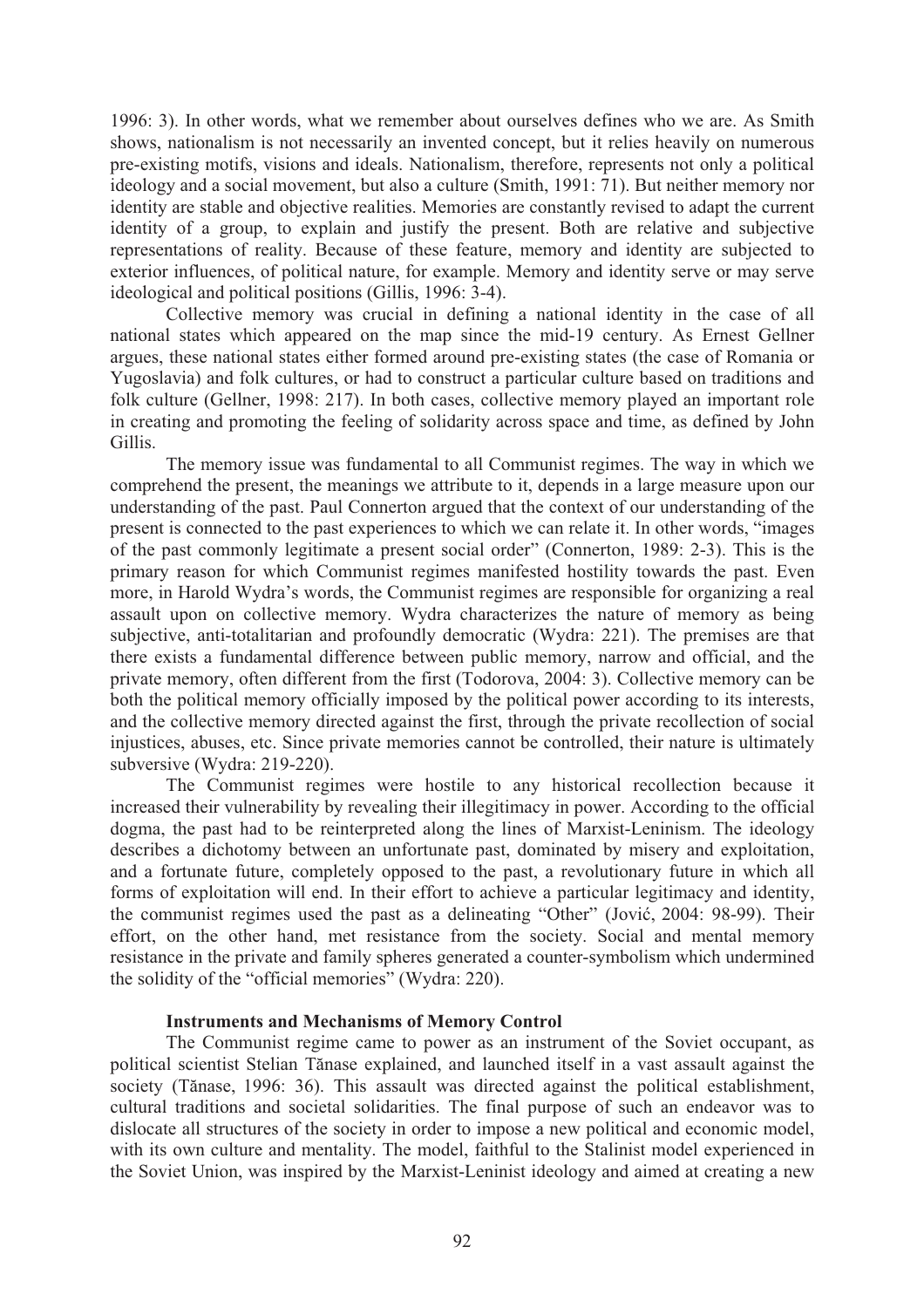1996: 3). In other words, what we remember about ourselves defines who we are. As Smith shows, nationalism is not necessarily an invented concept, but it relies heavily on numerous pre-existing motifs, visions and ideals. Nationalism, therefore, represents not only a political ideology and a social movement, but also a culture (Smith, 1991: 71). But neither memory nor identity are stable and objective realities. Memories are constantly revised to adapt the current identity of a group, to explain and justify the present. Both are relative and subjective representations of reality. Because of these feature, memory and identity are subjected to exterior influences, of political nature, for example. Memory and identity serve or may serve ideological and political positions (Gillis, 1996: 3-4).

Collective memory was crucial in defining a national identity in the case of all national states which appeared on the map since the mid-19 century. As Ernest Gellner argues, these national states either formed around pre-existing states (the case of Romania or Yugoslavia) and folk cultures, or had to construct a particular culture based on traditions and folk culture (Gellner, 1998: 217). In both cases, collective memory played an important role in creating and promoting the feeling of solidarity across space and time, as defined by John Gillis.

The memory issue was fundamental to all Communist regimes. The way in which we comprehend the present, the meanings we attribute to it, depends in a large measure upon our understanding of the past. Paul Connerton argued that the context of our understanding of the present is connected to the past experiences to which we can relate it. In other words, "images of the past commonly legitimate a present social order" (Connerton, 1989: 2-3). This is the primary reason for which Communist regimes manifested hostility towards the past. Even more, in Harold Wydra's words, the Communist regimes are responsible for organizing a real assault upon on collective memory. Wydra characterizes the nature of memory as being subjective, anti-totalitarian and profoundly democratic (Wydra: 221). The premises are that there exists a fundamental difference between public memory, narrow and official, and the private memory, often different from the first (Todorova, 2004: 3). Collective memory can be both the political memory officially imposed by the political power according to its interests, and the collective memory directed against the first, through the private recollection of social injustices, abuses, etc. Since private memories cannot be controlled, their nature is ultimately subversive (Wydra: 219-220).

The Communist regimes were hostile to any historical recollection because it increased their vulnerability by revealing their illegitimacy in power. According to the official dogma, the past had to be reinterpreted along the lines of Marxist-Leninism. The ideology describes a dichotomy between an unfortunate past, dominated by misery and exploitation, and a fortunate future, completely opposed to the past, a revolutionary future in which all forms of exploitation will end. In their effort to achieve a particular legitimacy and identity, the communist regimes used the past as a delineating "Other" (Jović, 2004: 98-99). Their effort, on the other hand, met resistance from the society. Social and mental memory resistance in the private and family spheres generated a counter-symbolism which undermined the solidity of the "official memories" (Wydra: 220).

**Instruments and Mechanisms of Memory Control**

The Communist regime came to power as an instrument of the Soviet occupant, as political scientist Stelian Tănase explained, and launched itself in a vast assault against the society (Tănase, 1996: 36). This assault was directed against the political establishment, cultural traditions and societal solidarities. The final purpose of such an endeavor was to dislocate all structures of the society in order to impose a new political and economic model, with its own culture and mentality. The model, faithful to the Stalinist model experienced in the Soviet Union, was inspired by the Marxist-Leninist ideology and aimed at creating a new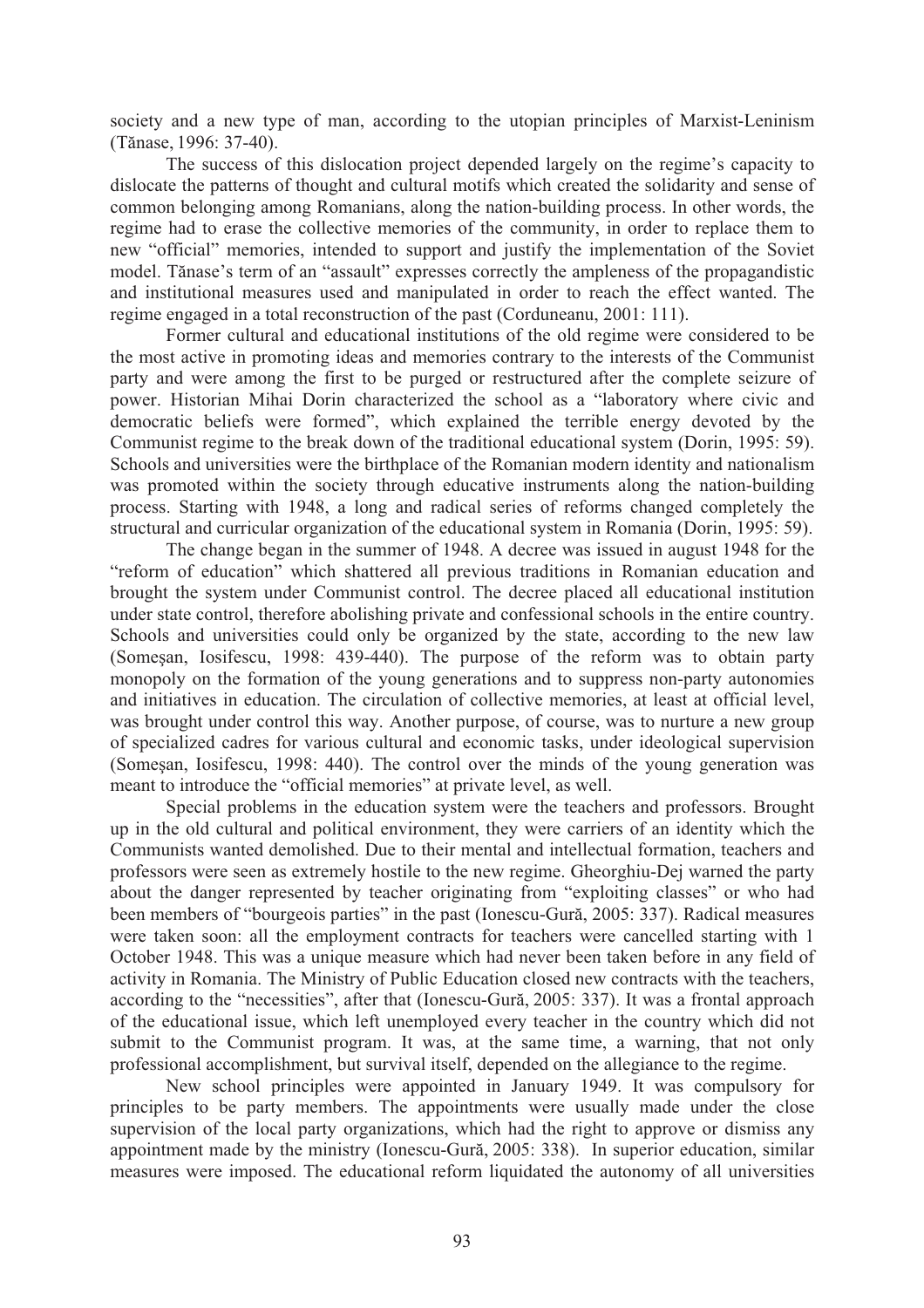society and a new type of man, according to the utopian principles of Marxist-Leninism (Tănase, 1996: 37-40).

The success of this dislocation project depended largely on the regime's capacity to dislocate the patterns of thought and cultural motifs which created the solidarity and sense of common belonging among Romanians, along the nation-building process. In other words, the regime had to erase the collective memories of the community, in order to replace them to new "official" memories, intended to support and justify the implementation of the Soviet model. Tănase's term of an "assault" expresses correctly the ampleness of the propagandistic and institutional measures used and manipulated in order to reach the effect wanted. The regime engaged in a total reconstruction of the past (Corduneanu, 2001: 111).

Former cultural and educational institutions of the old regime were considered to be the most active in promoting ideas and memories contrary to the interests of the Communist party and were among the first to be purged or restructured after the complete seizure of power. Historian Mihai Dorin characterized the school as a "laboratory where civic and democratic beliefs were formed", which explained the terrible energy devoted by the Communist regime to the break down of the traditional educational system (Dorin, 1995: 59). Schools and universities were the birthplace of the Romanian modern identity and nationalism was promoted within the society through educative instruments along the nation-building process. Starting with 1948, a long and radical series of reforms changed completely the structural and curricular organization of the educational system in Romania (Dorin, 1995: 59).

The change began in the summer of 1948. A decree was issued in august 1948 for the "reform of education" which shattered all previous traditions in Romanian education and brought the system under Communist control. The decree placed all educational institution under state control, therefore abolishing private and confessional schools in the entire country. Schools and universities could only be organized by the state, according to the new law (Someșan, Iosifescu, 1998: 439-440). The purpose of the reform was to obtain party monopoly on the formation of the young generations and to suppress non-party autonomies and initiatives in education. The circulation of collective memories, at least at official level, was brought under control this way. Another purpose, of course, was to nurture a new group of specialized cadres for various cultural and economic tasks, under ideological supervision (Someșan, Iosifescu, 1998: 440). The control over the minds of the young generation was meant to introduce the "official memories" at private level, as well.

Special problems in the education system were the teachers and professors. Brought up in the old cultural and political environment, they were carriers of an identity which the Communists wanted demolished. Due to their mental and intellectual formation, teachers and professors were seen as extremely hostile to the new regime. Gheorghiu-Dej warned the party about the danger represented by teacher originating from "exploiting classes" or who had been members of "bourgeois parties" in the past (Ionescu-Gură, 2005: 337). Radical measures were taken soon: all the employment contracts for teachers were cancelled starting with 1 October 1948. This was a unique measure which had never been taken before in any field of activity in Romania. The Ministry of Public Education closed new contracts with the teachers, according to the "necessities", after that (Ionescu-Gură, 2005: 337). It was a frontal approach of the educational issue, which left unemployed every teacher in the country which did not submit to the Communist program. It was, at the same time, a warning, that not only professional accomplishment, but survival itself, depended on the allegiance to the regime.

New school principles were appointed in January 1949. It was compulsory for principles to be party members. The appointments were usually made under the close supervision of the local party organizations, which had the right to approve or dismiss any appointment made by the ministry (Ionescu-Gură, 2005: 338). In superior education, similar measures were imposed. The educational reform liquidated the autonomy of all universities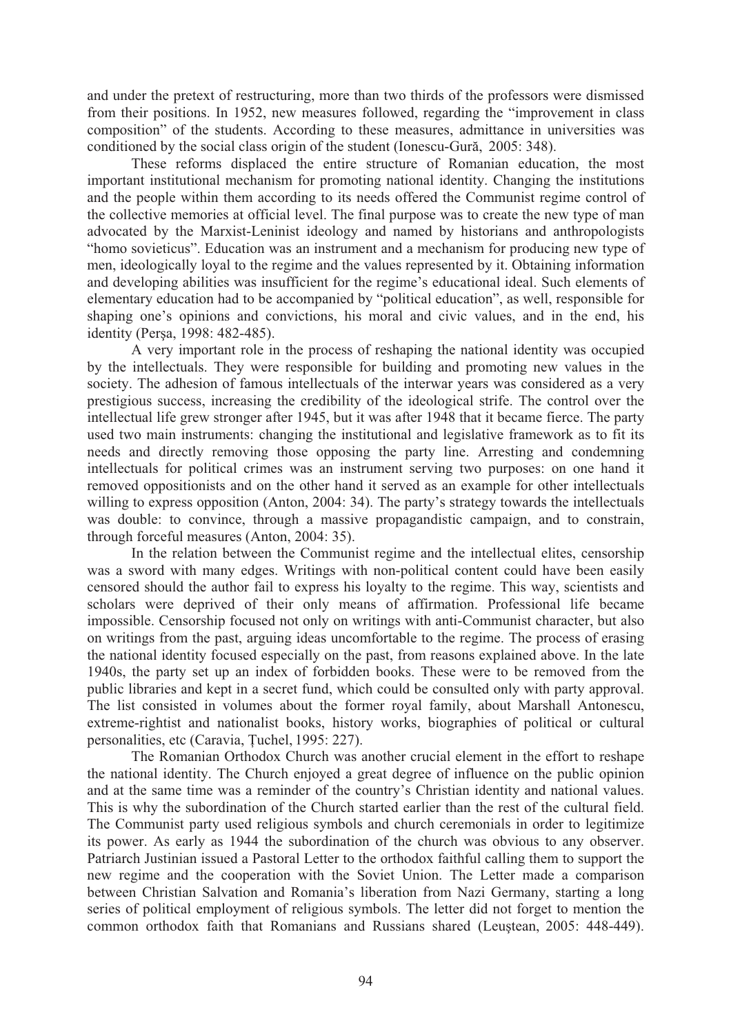and under the pretext of restructuring, more than two thirds of the professors were dismissed from their positions. In 1952, new measures followed, regarding the "improvement in class composition" of the students. According to these measures, admittance in universities was conditioned by the social class origin of the student (Ionescu-Gură, 2005: 348).

These reforms displaced the entire structure of Romanian education, the most important institutional mechanism for promoting national identity. Changing the institutions and the people within them according to its needs offered the Communist regime control of the collective memories at official level. The final purpose was to create the new type of man advocated by the Marxist-Leninist ideology and named by historians and anthropologists "homo sovieticus". Education was an instrument and a mechanism for producing new type of men, ideologically loyal to the regime and the values represented by it. Obtaining information and developing abilities was insufficient for the regime's educational ideal. Such elements of elementary education had to be accompanied by "political education", as well, responsible for shaping one's opinions and convictions, his moral and civic values, and in the end, his identity (Perşa, 1998: 482-485).

A very important role in the process of reshaping the national identity was occupied by the intellectuals. They were responsible for building and promoting new values in the society. The adhesion of famous intellectuals of the interwar years was considered as a very prestigious success, increasing the credibility of the ideological strife. The control over the intellectual life grew stronger after 1945, but it was after 1948 that it became fierce. The party used two main instruments: changing the institutional and legislative framework as to fit its needs and directly removing those opposing the party line. Arresting and condemning intellectuals for political crimes was an instrument serving two purposes: on one hand it removed oppositionists and on the other hand it served as an example for other intellectuals willing to express opposition (Anton, 2004: 34). The party's strategy towards the intellectuals was double: to convince, through a massive propagandistic campaign, and to constrain, through forceful measures (Anton, 2004: 35).

In the relation between the Communist regime and the intellectual elites, censorship was a sword with many edges. Writings with non-political content could have been easily censored should the author fail to express his loyalty to the regime. This way, scientists and scholars were deprived of their only means of affirmation. Professional life became impossible. Censorship focused not only on writings with anti-Communist character, but also on writings from the past, arguing ideas uncomfortable to the regime. The process of erasing the national identity focused especially on the past, from reasons explained above. In the late 1940s, the party set up an index of forbidden books. These were to be removed from the public libraries and kept in a secret fund, which could be consulted only with party approval. The list consisted in volumes about the former royal family, about Marshall Antonescu, extreme-rightist and nationalist books, history works, biographies of political or cultural personalities, etc (Caravia, Ţuchel, 1995: 227).

The Romanian Orthodox Church was another crucial element in the effort to reshape the national identity. The Church enjoyed a great degree of influence on the public opinion and at the same time was a reminder of the country's Christian identity and national values. This is why the subordination of the Church started earlier than the rest of the cultural field. The Communist party used religious symbols and church ceremonials in order to legitimize its power. As early as 1944 the subordination of the church was obvious to any observer. Patriarch Justinian issued a Pastoral Letter to the orthodox faithful calling them to support the new regime and the cooperation with the Soviet Union. The Letter made a comparison between Christian Salvation and Romania's liberation from Nazi Germany, starting a long series of political employment of religious symbols. The letter did not forget to mention the common orthodox faith that Romanians and Russians shared (Leuştean, 2005: 448-449).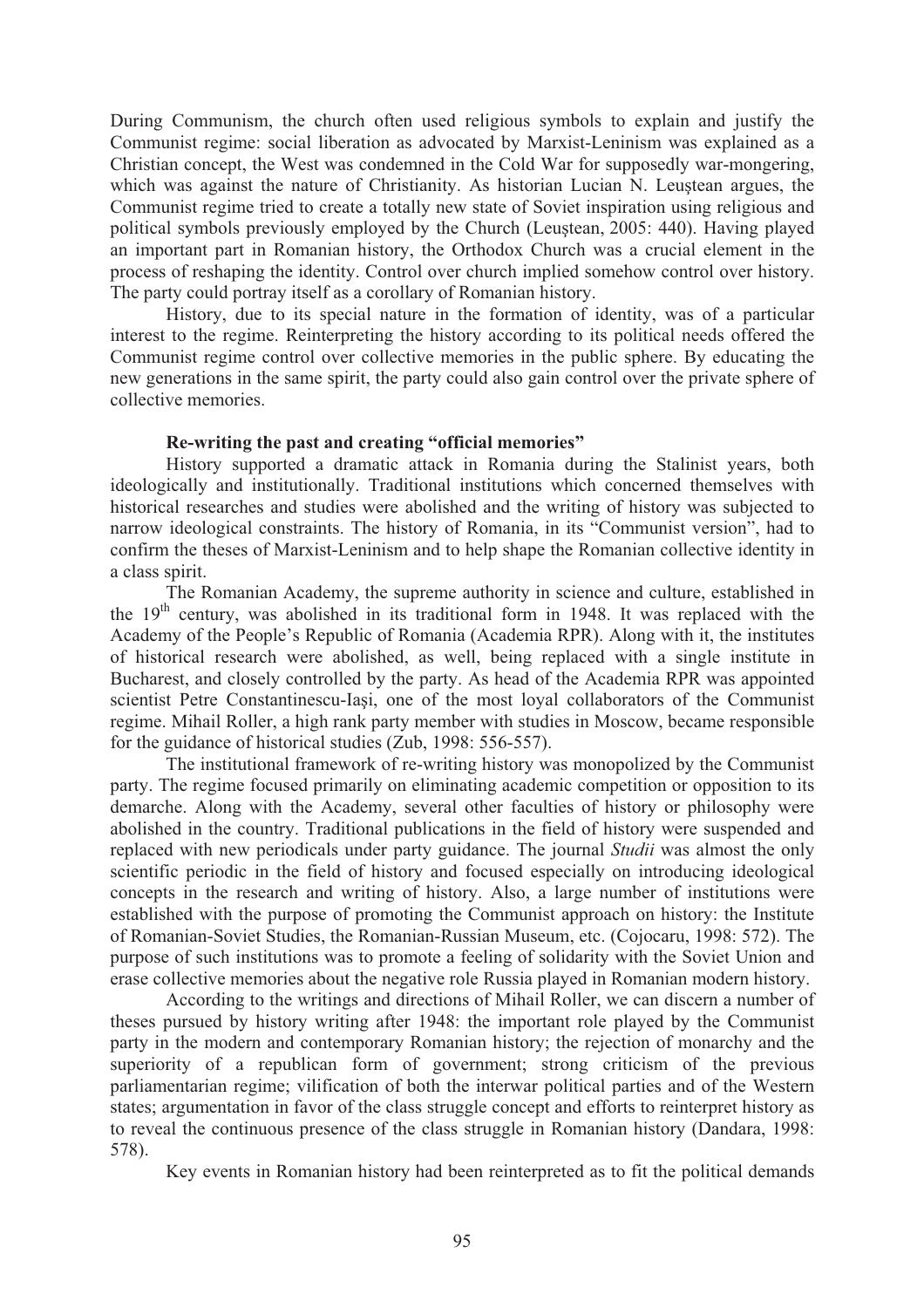During Communism, the church often used religious symbols to explain and justify the Communist regime: social liberation as advocated by Marxist-Leninism was explained as a Christian concept, the West was condemned in the Cold War for supposedly war-mongering, which was against the nature of Christianity. As historian Lucian N. Leuştean argues, the Communist regime tried to create a totally new state of Soviet inspiration using religious and political symbols previously employed by the Church (Leuştean, 2005: 440). Having played an important part in Romanian history, the Orthodox Church was a crucial element in the process of reshaping the identity. Control over church implied somehow control over history. The party could portray itself as a corollary of Romanian history.

History, due to its special nature in the formation of identity, was of a particular interest to the regime. Reinterpreting the history according to its political needs offered the Communist regime control over collective memories in the public sphere. By educating the new generations in the same spirit, the party could also gain control over the private sphere of collective memories.

**Re-writing the past and creating "official memories"**

History supported a dramatic attack in Romania during the Stalinist years, both ideologically and institutionally. Traditional institutions which concerned themselves with historical researches and studies were abolished and the writing of history was subjected to narrow ideological constraints. The history of Romania, in its "Communist version", had to confirm the theses of Marxist-Leninism and to help shape the Romanian collective identity in a class spirit.

The Romanian Academy, the supreme authority in science and culture, established in the 19th century, was abolished in its traditional form in 1948. It was replaced with the Academy of the People's Republic of Romania (Academia RPR). Along with it, the institutes of historical research were abolished, as well, being replaced with a single institute in Bucharest, and closely controlled by the party. As head of the Academia RPR was appointed scientist Petre Constantinescu-Iaşi, one of the most loyal collaborators of the Communist regime. Mihail Roller, a high rank party member with studies in Moscow, became responsible for the guidance of historical studies (Zub, 1998: 556-557).

The institutional framework of re-writing history was monopolized by the Communist party. The regime focused primarily on eliminating academic competition or opposition to its demarche. Along with the Academy, several other faculties of history or philosophy were abolished in the country. Traditional publications in the field of history were suspended and replaced with new periodicals under party guidance. The journal *Studii* was almost the only scientific periodic in the field of history and focused especially on introducing ideological concepts in the research and writing of history. Also, a large number of institutions were established with the purpose of promoting the Communist approach on history: the Institute of Romanian-Soviet Studies, the Romanian-Russian Museum, etc. (Cojocaru, 1998: 572). The purpose of such institutions was to promote a feeling of solidarity with the Soviet Union and erase collective memories about the negative role Russia played in Romanian modern history.

According to the writings and directions of Mihail Roller, we can discern a number of theses pursued by history writing after 1948: the important role played by the Communist party in the modern and contemporary Romanian history; the rejection of monarchy and the superiority of a republican form of government; strong criticism of the previous parliamentarian regime; vilification of both the interwar political parties and of the Western states; argumentation in favor of the class struggle concept and efforts to reinterpret history as to reveal the continuous presence of the class struggle in Romanian history (Dandara, 1998: 578).

Key events in Romanian history had been reinterpreted as to fit the political demands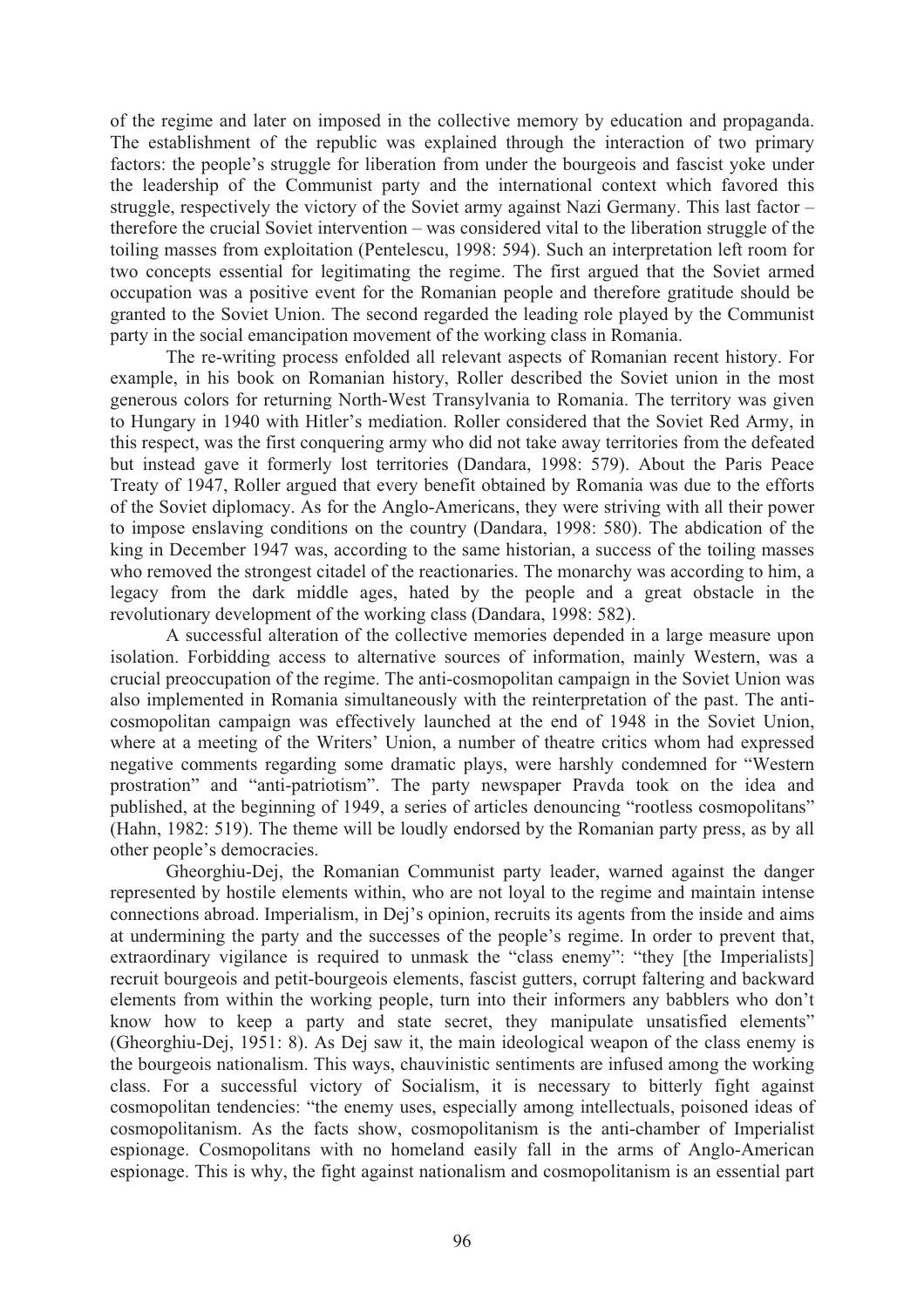of the regime and later on imposed in the collective memory by education and propaganda. The establishment of the republic was explained through the interaction of two primary factors: the people's struggle for liberation from under the bourgeois and fascist yoke under the leadership of the Communist party and the international context which favored this struggle, respectively the victory of the Soviet army against Nazi Germany. This last factor – therefore the crucial Soviet intervention – was considered vital to the liberation struggle of the toiling masses from exploitation (Pentelescu, 1998: 594). Such an interpretation left room for two concepts essential for legitimating the regime. The first argued that the Soviet armed occupation was a positive event for the Romanian people and therefore gratitude should be granted to the Soviet Union. The second regarded the leading role played by the Communist party in the social emancipation movement of the working class in Romania.

The re-writing process enfolded all relevant aspects of Romanian recent history. For example, in his book on Romanian history, Roller described the Soviet union in the most generous colors for returning North-West Transylvania to Romania. The territory was given to Hungary in 1940 with Hitler's mediation. Roller considered that the Soviet Red Army, in this respect, was the first conquering army who did not take away territories from the defeated but instead gave it formerly lost territories (Dandara, 1998: 579). About the Paris Peace Treaty of 1947, Roller argued that every benefit obtained by Romania was due to the efforts of the Soviet diplomacy. As for the Anglo-Americans, they were striving with all their power to impose enslaving conditions on the country (Dandara, 1998: 580). The abdication of the king in December 1947 was, according to the same historian, a success of the toiling masses who removed the strongest citadel of the reactionaries. The monarchy was according to him, a legacy from the dark middle ages, hated by the people and a great obstacle in the revolutionary development of the working class (Dandara, 1998: 582).

A successful alteration of the collective memories depended in a large measure upon isolation. Forbidding access to alternative sources of information, mainly Western, was a crucial preoccupation of the regime. The anti-cosmopolitan campaign in the Soviet Union was also implemented in Romania simultaneously with the reinterpretation of the past. The anti-cosmopolitan campaign was effectively launched at the end of 1948 in the Soviet Union, where at a meeting of the Writers' Union, a number of theatre critics whom had expressed negative comments regarding some dramatic plays, were harshly condemned for "Western prostration" and "anti-patriotism". The party newspaper Pravda took on the idea and published, at the beginning of 1949, a series of articles denouncing "rootless cosmopolitans" (Hahn, 1982: 519). The theme will be loudly endorsed by the Romanian party press, as by all other people's democracies.

Gheorghiu-Dej, the Romanian Communist party leader, warned against the danger represented by hostile elements within, who are not loyal to the regime and maintain intense connections abroad. Imperialism, in Dej's opinion, recruits its agents from the inside and aims at undermining the party and the successes of the people's regime. In order to prevent that, extraordinary vigilance is required to unmask the "class enemy": "they [the Imperialists] recruit bourgeois and petit-bourgeois elements, fascist gutters, corrupt faltering and backward elements from within the working people, turn into their informers any babblers who don't know how to keep a party and state secret, they manipulate unsatisfied elements" (Gheorghiu-Dej, 1951: 8). As Dej saw it, the main ideological weapon of the class enemy is the bourgeois nationalism. This ways, chauvinistic sentiments are infused among the working class. For a successful victory of Socialism, it is necessary to bitterly fight against cosmopolitan tendencies: "the enemy uses, especially among intellectuals, poisoned ideas of cosmopolitanism. As the facts show, cosmopolitanism is the anti-chamber of Imperialist espionage. Cosmopolitans with no homeland easily fall in the arms of Anglo-American espionage. This is why, the fight against nationalism and cosmopolitanism is an essential part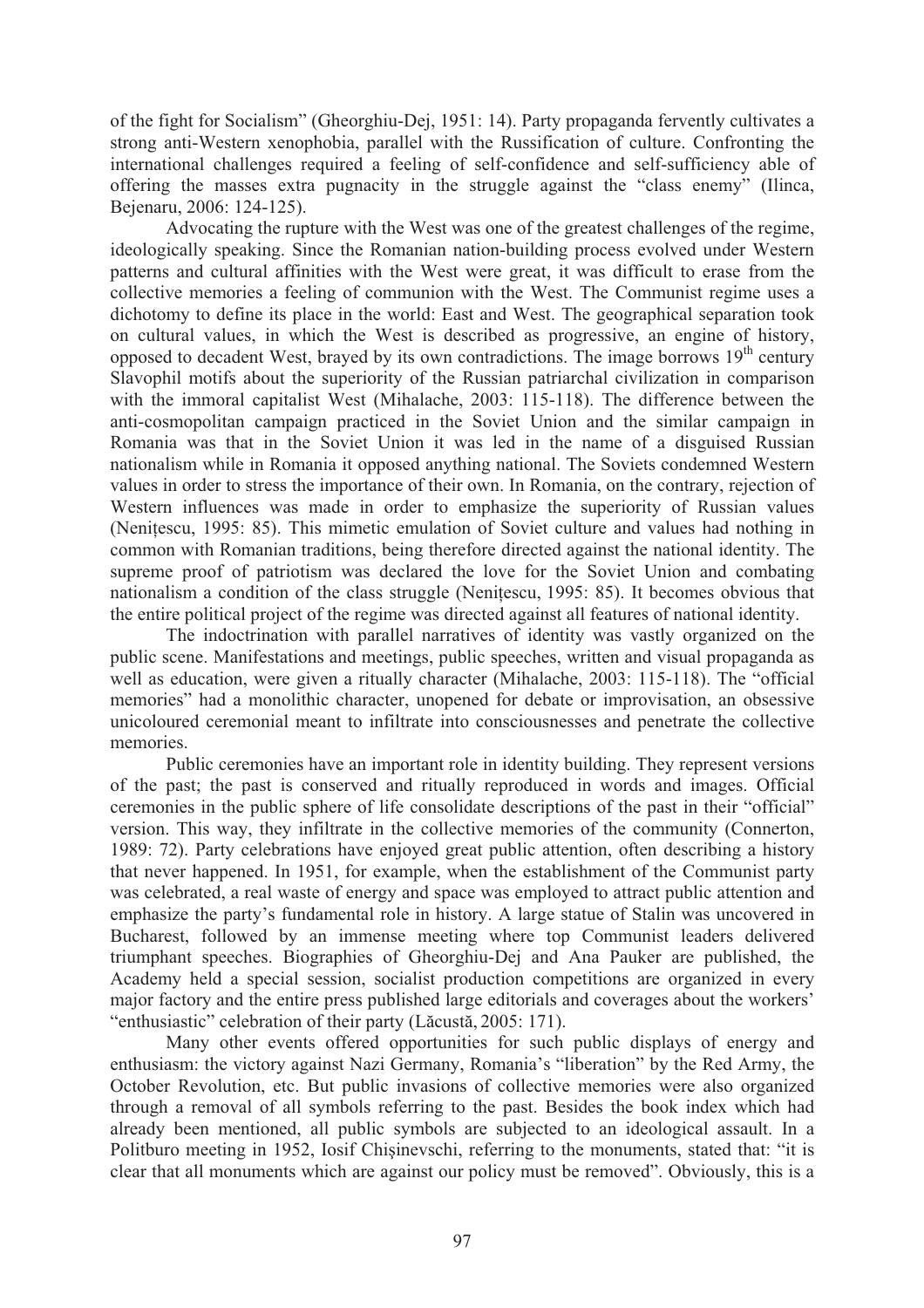of the fight for Socialism" (Gheorghiu-Dej, 1951: 14). Party propaganda fervently cultivates a strong anti-Western xenophobia, parallel with the Russification of culture. Confronting the international challenges required a feeling of self-confidence and self-sufficiency able of offering the masses extra pugnacity in the struggle against the "class enemy" (Ilinca, Bejenaru, 2006: 124-125).

Advocating the rupture with the West was one of the greatest challenges of the regime, ideologically speaking. Since the Romanian nation-building process evolved under Western patterns and cultural affinities with the West were great, it was difficult to erase from the collective memories a feeling of communion with the West. The Communist regime uses a dichotomy to define its place in the world: East and West. The geographical separation took on cultural values, in which the West is described as progressive, an engine of history, opposed to decadent West, brayed by its own contradictions. The image borrows 19th century Slavophil motifs about the superiority of the Russian patriarchal civilization in comparison with the immoral capitalist West (Mihalache, 2003: 115-118). The difference between the anti-cosmopolitan campaign practiced in the Soviet Union and the similar campaign in Romania was that in the Soviet Union it was led in the name of a disguised Russian nationalism while in Romania it opposed anything national. The Soviets condemned Western values in order to stress the importance of their own. In Romania, on the contrary, rejection of Western influences was made in order to emphasize the superiority of Russian values (Nenițescu, 1995: 85). This mimetic emulation of Soviet culture and values had nothing in common with Romanian traditions, being therefore directed against the national identity. The supreme proof of patriotism was declared the love for the Soviet Union and combating nationalism a condition of the class struggle (Nenițescu, 1995: 85). It becomes obvious that the entire political project of the regime was directed against all features of national identity.

The indoctrination with parallel narratives of identity was vastly organized on the public scene. Manifestations and meetings, public speeches, written and visual propaganda as well as education, were given a ritually character (Mihalache, 2003: 115-118). The "official memories" had a monolithic character, unopened for debate or improvisation, an obsessive unicoloured ceremonial meant to infiltrate into consciousnesses and penetrate the collective memories.

Public ceremonies have an important role in identity building. They represent versions of the past; the past is conserved and ritually reproduced in words and images. Official ceremonies in the public sphere of life consolidate descriptions of the past in their "official" version. This way, they infiltrate in the collective memories of the community (Connerton, 1989: 72). Party celebrations have enjoyed great public attention, often describing a history that never happened. In 1951, for example, when the establishment of the Communist party was celebrated, a real waste of energy and space was employed to attract public attention and emphasize the party's fundamental role in history. A large statue of Stalin was uncovered in Bucharest, followed by an immense meeting where top Communist leaders delivered triumphant speeches. Biographies of Gheorghiu-Dej and Ana Pauker are published, the Academy held a special session, socialist production competitions are organized in every major factory and the entire press published large editorials and coverages about the workers' "enthusiastic" celebration of their party (Lăcustă, 2005: 171).

Many other events offered opportunities for such public displays of energy and enthusiasm: the victory against Nazi Germany, Romania's "liberation" by the Red Army, the October Revolution, etc. But public invasions of collective memories were also organized through a removal of all symbols referring to the past. Besides the book index which had already been mentioned, all public symbols are subjected to an ideological assault. In a Politburo meeting in 1952, Iosif Chișinevschi, referring to the monuments, stated that: "it is clear that all monuments which are against our policy must be removed". Obviously, this is a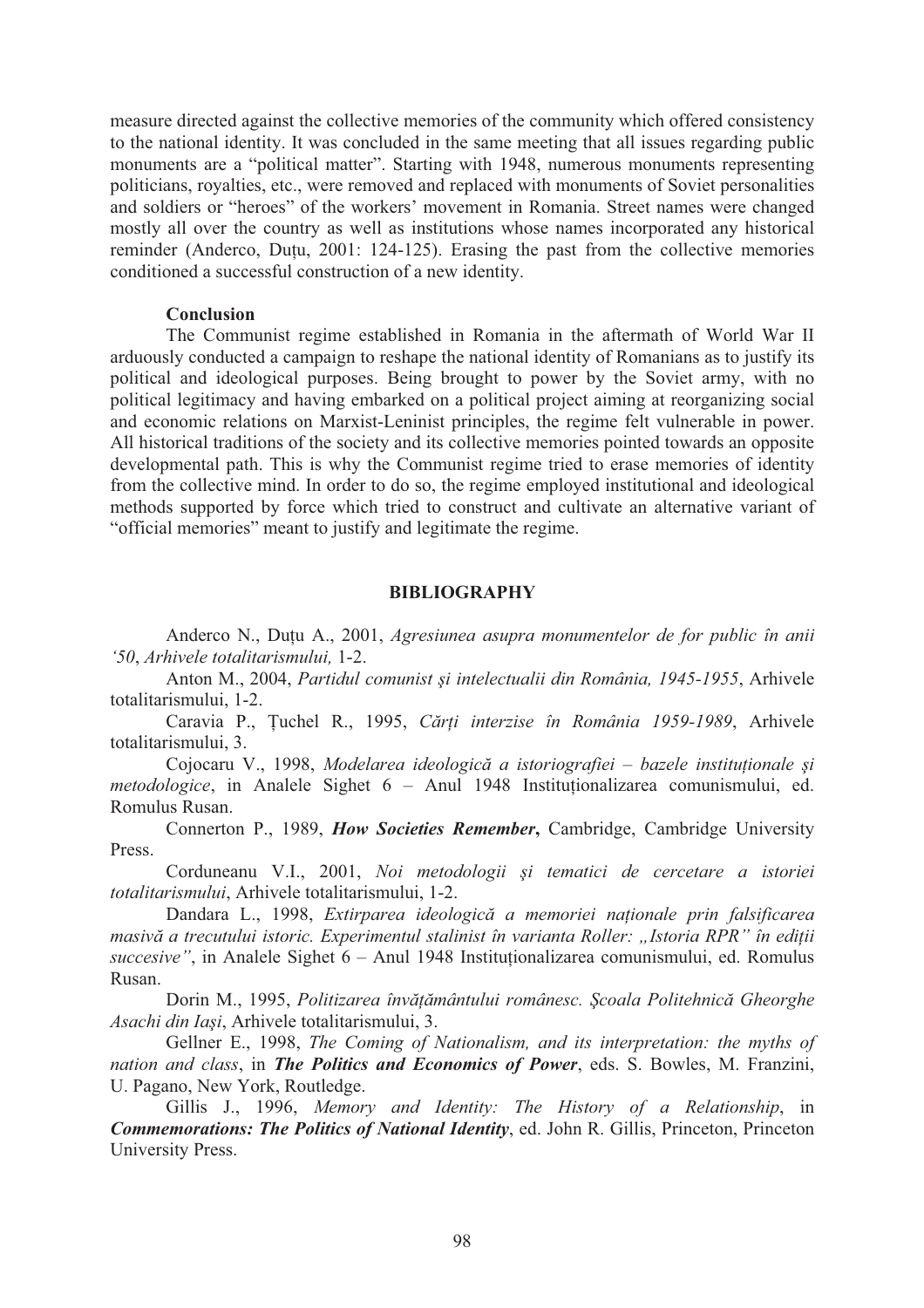measure directed against the collective memories of the community which offered consistency to the national identity. It was concluded in the same meeting that all issues regarding public monuments are a "political matter". Starting with 1948, numerous monuments representing politicians, royalties, etc., were removed and replaced with monuments of Soviet personalities and soldiers or "heroes" of the workers' movement in Romania. Street names were changed mostly all over the country as well as institutions whose names incorporated any historical reminder (Anderco, Duțu, 2001: 124-125). Erasing the past from the collective memories conditioned a successful construction of a new identity.

### Conclusion

The Communist regime established in Romania in the aftermath of World War II arduously conducted a campaign to reshape the national identity of Romanians as to justify its political and ideological purposes. Being brought to power by the Soviet army, with no political legitimacy and having embarked on a political project aiming at reorganizing social and economic relations on Marxist-Leninist principles, the regime felt vulnerable in power. All historical traditions of the society and its collective memories pointed towards an opposite developmental path. This is why the Communist regime tried to erase memories of identity from the collective mind. In order to do so, the regime employed institutional and ideological methods supported by force which tried to construct and cultivate an alternative variant of "official memories" meant to justify and legitimate the regime.

## BIBLIOGRAPHY

Anderco N., Duțu A., 2001, *Agresiunea asupra monumentelor de for public în anii '50*, *Arhivele totalitarismului,* 1-2.

Anton M., 2004, *Partidul comunist şi intelectualii din România, 1945-1955*, Arhivele totalitarismului, 1-2.

Caravia P., Țuchel R., 1995, *Cărți interzise în România 1959-1989*, Arhivele totalitarismului, 3.

Cojocaru V., 1998, *Modelarea ideologică a istoriografiei – bazele instituționale şi metodologice*, in Analele Sighet 6 – Anul 1948 Instituționalizarea comunismului, ed. Romulus Rusan.

Connerton P., 1989, ***How Societies Remember***, Cambridge, Cambridge University Press.

Corduneanu V.I., 2001, *Noi metodologii şi tematici de cercetare a istoriei totalitarismului*, Arhivele totalitarismului, 1-2.

Dandara L., 1998, *Extirparea ideologică a memoriei naționale prin falsificarea masivă a trecutului istoric. Experimentul stalinist în varianta Roller: „Istoria RPR" în ediții succesive"*, in Analele Sighet 6 – Anul 1948 Instituționalizarea comunismului, ed. Romulus Rusan.

Dorin M., 1995, *Politizarea învățământului românesc. Şcoala Politehnică Gheorghe Asachi din Iaşi*, Arhivele totalitarismului, 3.

Gellner E., 1998, *The Coming of Nationalism, and its interpretation: the myths of nation and class*, in ***The Politics and Economics of Power***, eds. S. Bowles, M. Franzini, U. Pagano, New York, Routledge.

Gillis J., 1996, *Memory and Identity: The History of a Relationship*, in ***Commemorations: The Politics of National Identity***, ed. John R. Gillis, Princeton, Princeton University Press.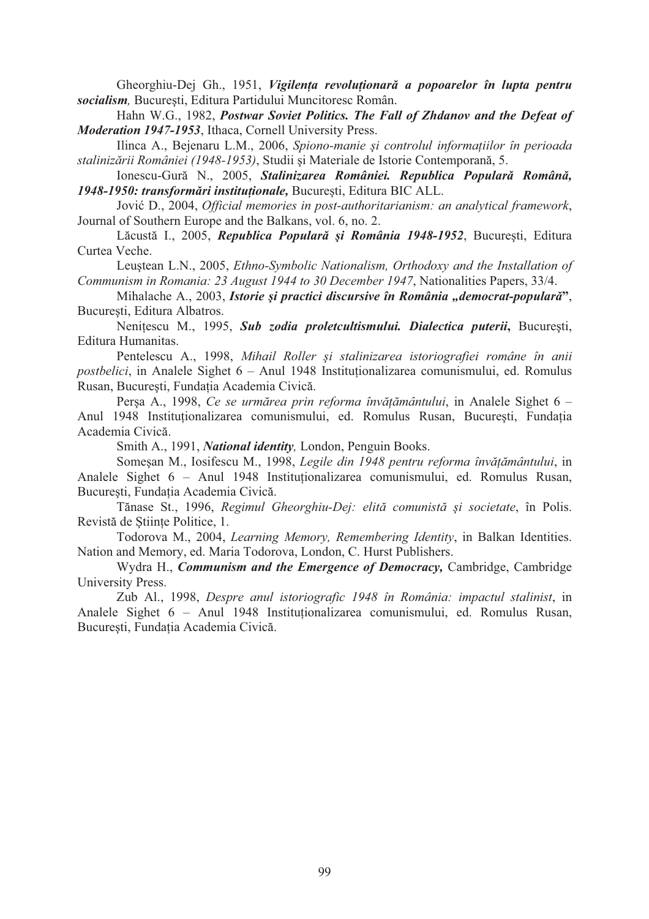Gheorghiu-Dej Gh., 1951, ***Vigilenţa revoluţionară a popoarelor în lupta pentru socialism****,* Bucureşti, Editura Partidului Muncitoresc Român.

Hahn W.G., 1982, ***Postwar Soviet Politics. The Fall of Zhdanov and the Defeat of Moderation 1947-1953***, Ithaca, Cornell University Press.

Ilinca A., Bejenaru L.M., 2006, *Spiono-manie şi controlul informaţiilor în perioada stalinizării României (1948-1953)*, Studii şi Materiale de Istorie Contemporană, 5.

Ionescu-Gură N., 2005, ***Stalinizarea României. Republica Populară Română, 1948-1950: transformări instituţionale,*** Bucureşti, Editura BIC ALL.

Jović D., 2004, *Official memories in post-authoritarianism: an analytical framework*, Journal of Southern Europe and the Balkans, vol. 6, no. 2.

Lăcustă I., 2005, ***Republica Populară şi România 1948-1952***, Bucureşti, Editura Curtea Veche.

Leuştean L.N., 2005, *Ethno-Symbolic Nationalism, Orthodoxy and the Installation of Communism in Romania: 23 August 1944 to 30 December 1947*, Nationalities Papers, 33/4.

Mihalache A., 2003, ***Istorie şi practici discursive în România „democrat-populară"***, Bucureşti, Editura Albatros.

Neniţescu M., 1995, ***Sub zodia proletcultismului. Dialectica puterii***, Bucureşti, Editura Humanitas.

Pentelescu A., 1998, *Mihail Roller şi stalinizarea istoriografiei române în anii postbelici*, in Analele Sighet 6 – Anul 1948 Instituţionalizarea comunismului, ed. Romulus Rusan, Bucureşti, Fundaţia Academia Civică.

Perşa A., 1998, *Ce se urmărea prin reforma învăţământului*, in Analele Sighet 6 – Anul 1948 Instituţionalizarea comunismului, ed. Romulus Rusan, Bucureşti, Fundaţia Academia Civică.

Smith A., 1991, ***National identity****,* London, Penguin Books.

Someşan M., Iosifescu M., 1998, *Legile din 1948 pentru reforma învăţământului*, in Analele Sighet 6 – Anul 1948 Instituţionalizarea comunismului, ed. Romulus Rusan, Bucureşti, Fundaţia Academia Civică.

Tănase St., 1996, *Regimul Gheorghiu-Dej: elită comunistă şi societate*, în Polis. Revistă de Ştiinţe Politice, 1.

Todorova M., 2004, *Learning Memory, Remembering Identity*, in Balkan Identities. Nation and Memory, ed. Maria Todorova, London, C. Hurst Publishers.

Wydra H., ***Communism and the Emergence of Democracy,*** Cambridge, Cambridge University Press.

Zub Al., 1998, *Despre anul istoriografic 1948 în România: impactul stalinist*, in Analele Sighet 6 – Anul 1948 Instituţionalizarea comunismului, ed. Romulus Rusan, Bucureşti, Fundaţia Academia Civică.